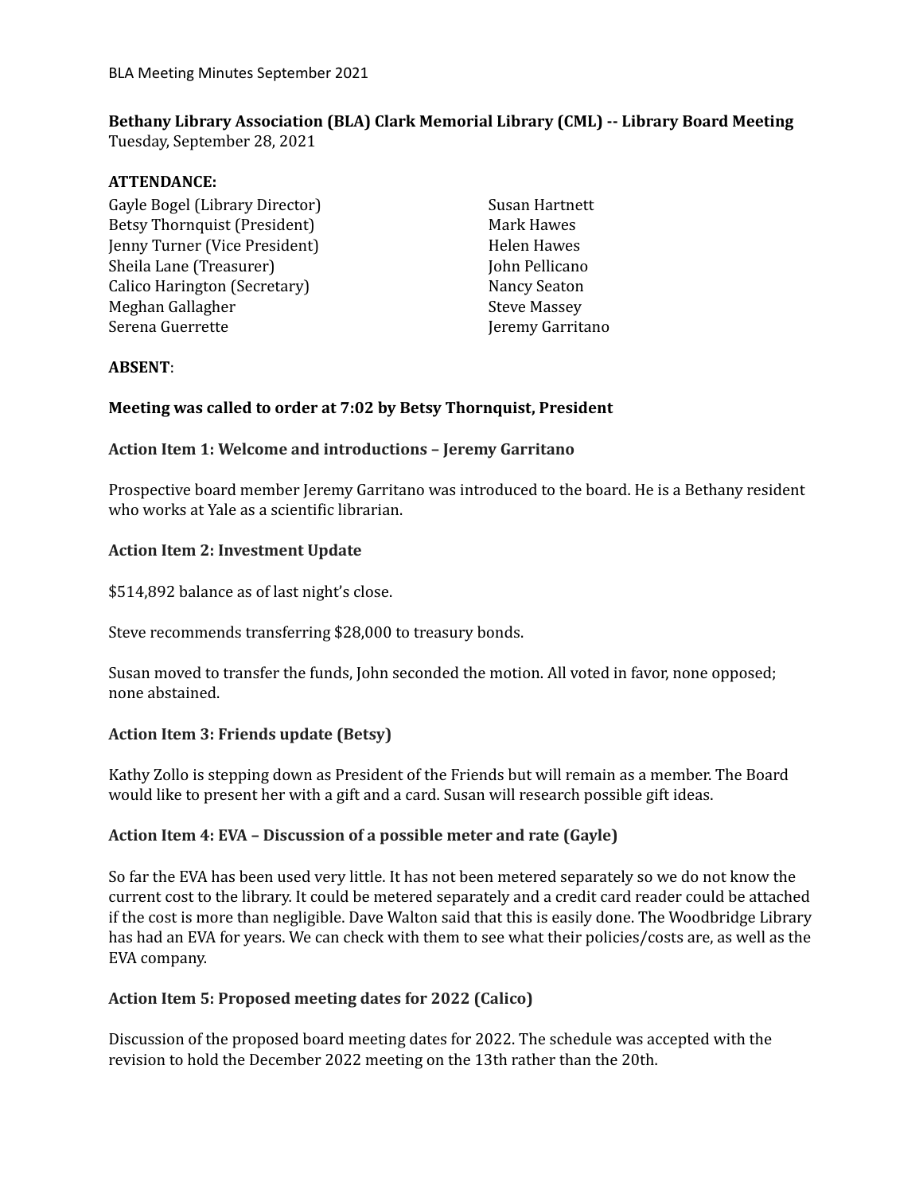BLA Meeting Minutes September 2021

**Bethany Library Association (BLA) Clark Memorial Library (CML) -- Library Board Meeting**
Tuesday, September 28, 2021

**ATTENDANCE:**

Gayle Bogel (Library Director)
Betsy Thornquist (President)
Jenny Turner (Vice President)
Sheila Lane (Treasurer)
Calico Harington (Secretary)
Meghan Gallagher
Serena Guerrette
Susan Hartnett
Mark Hawes
Helen Hawes
John Pellicano
Nancy Seaton
Steve Massey
Jeremy Garritano

**ABSENT**:

**Meeting was called to order at 7:02 by Betsy Thornquist, President**

**Action Item 1: Welcome and introductions – Jeremy Garritano**

Prospective board member Jeremy Garritano was introduced to the board. He is a Bethany resident who works at Yale as a scientific librarian.

**Action Item 2: Investment Update**

$514,892 balance as of last night's close.

Steve recommends transferring $28,000 to treasury bonds.

Susan moved to transfer the funds, John seconded the motion. All voted in favor, none opposed; none abstained.

**Action Item 3: Friends update (Betsy)**

Kathy Zollo is stepping down as President of the Friends but will remain as a member. The Board would like to present her with a gift and a card. Susan will research possible gift ideas.

**Action Item 4: EVA – Discussion of a possible meter and rate (Gayle)**

So far the EVA has been used very little. It has not been metered separately so we do not know the current cost to the library. It could be metered separately and a credit card reader could be attached if the cost is more than negligible. Dave Walton said that this is easily done. The Woodbridge Library has had an EVA for years. We can check with them to see what their policies/costs are, as well as the EVA company.

**Action Item 5: Proposed meeting dates for 2022 (Calico)**

Discussion of the proposed board meeting dates for 2022. The schedule was accepted with the revision to hold the December 2022 meeting on the 13th rather than the 20th.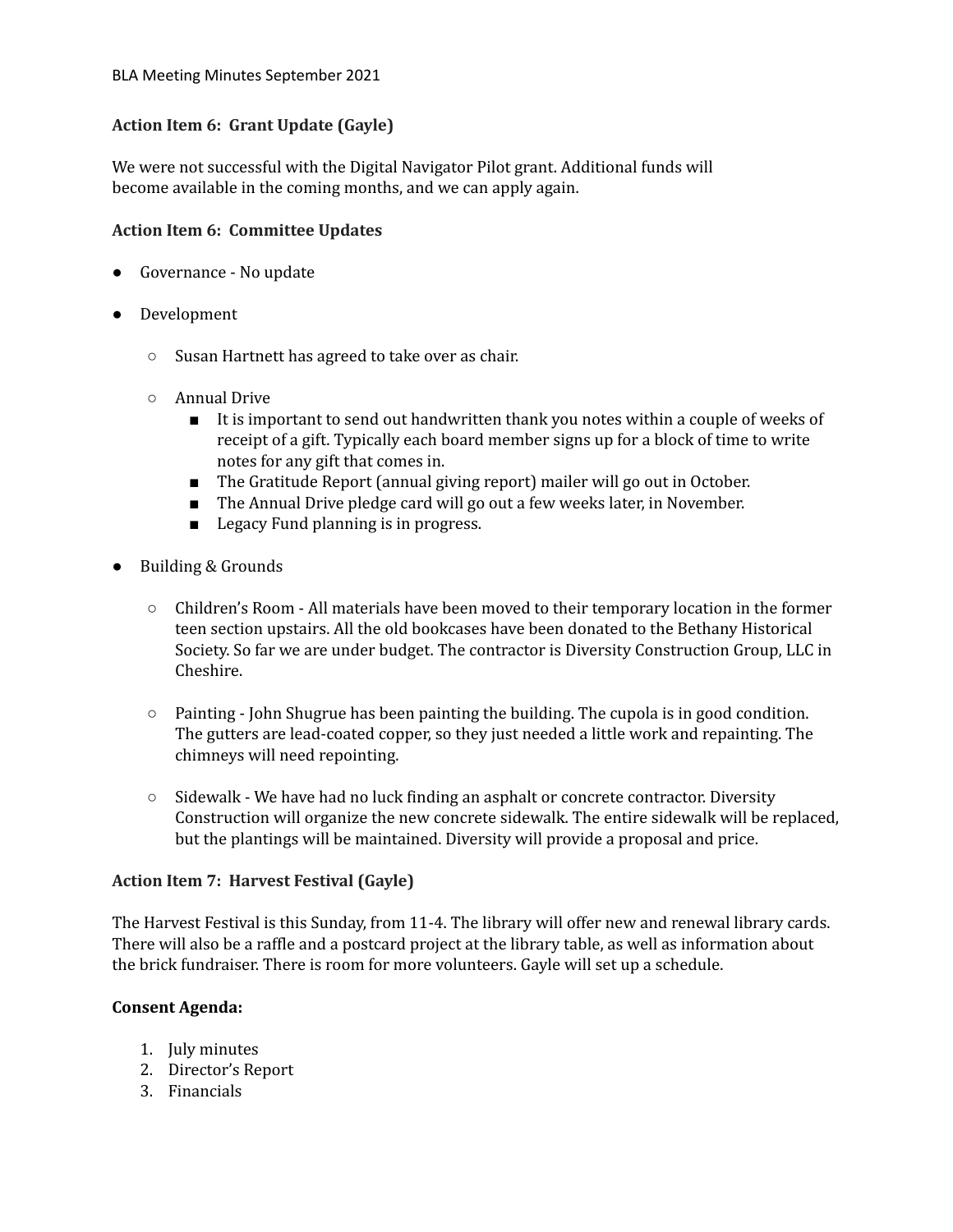**Action Item 6: Grant Update (Gayle)**

We were not successful with the Digital Navigator Pilot grant. Additional funds will become available in the coming months, and we can apply again.

**Action Item 6: Committee Updates**

- Governance - No update
- Development
  - Susan Hartnett has agreed to take over as chair.
  - Annual Drive
    - It is important to send out handwritten thank you notes within a couple of weeks of receipt of a gift. Typically each board member signs up for a block of time to write notes for any gift that comes in.
    - The Gratitude Report (annual giving report) mailer will go out in October.
    - The Annual Drive pledge card will go out a few weeks later, in November.
    - Legacy Fund planning is in progress.
- Building & Grounds
  - Children's Room - All materials have been moved to their temporary location in the former teen section upstairs. All the old bookcases have been donated to the Bethany Historical Society. So far we are under budget. The contractor is Diversity Construction Group, LLC in Cheshire.
  - Painting - John Shugrue has been painting the building. The cupola is in good condition. The gutters are lead-coated copper, so they just needed a little work and repainting. The chimneys will need repointing.
  - Sidewalk - We have had no luck finding an asphalt or concrete contractor. Diversity Construction will organize the new concrete sidewalk. The entire sidewalk will be replaced, but the plantings will be maintained. Diversity will provide a proposal and price.

**Action Item 7: Harvest Festival (Gayle)**

The Harvest Festival is this Sunday, from 11-4. The library will offer new and renewal library cards. There will also be a raffle and a postcard project at the library table, as well as information about the brick fundraiser. There is room for more volunteers. Gayle will set up a schedule.

**Consent Agenda:**

1. July minutes
2. Director's Report
3. Financials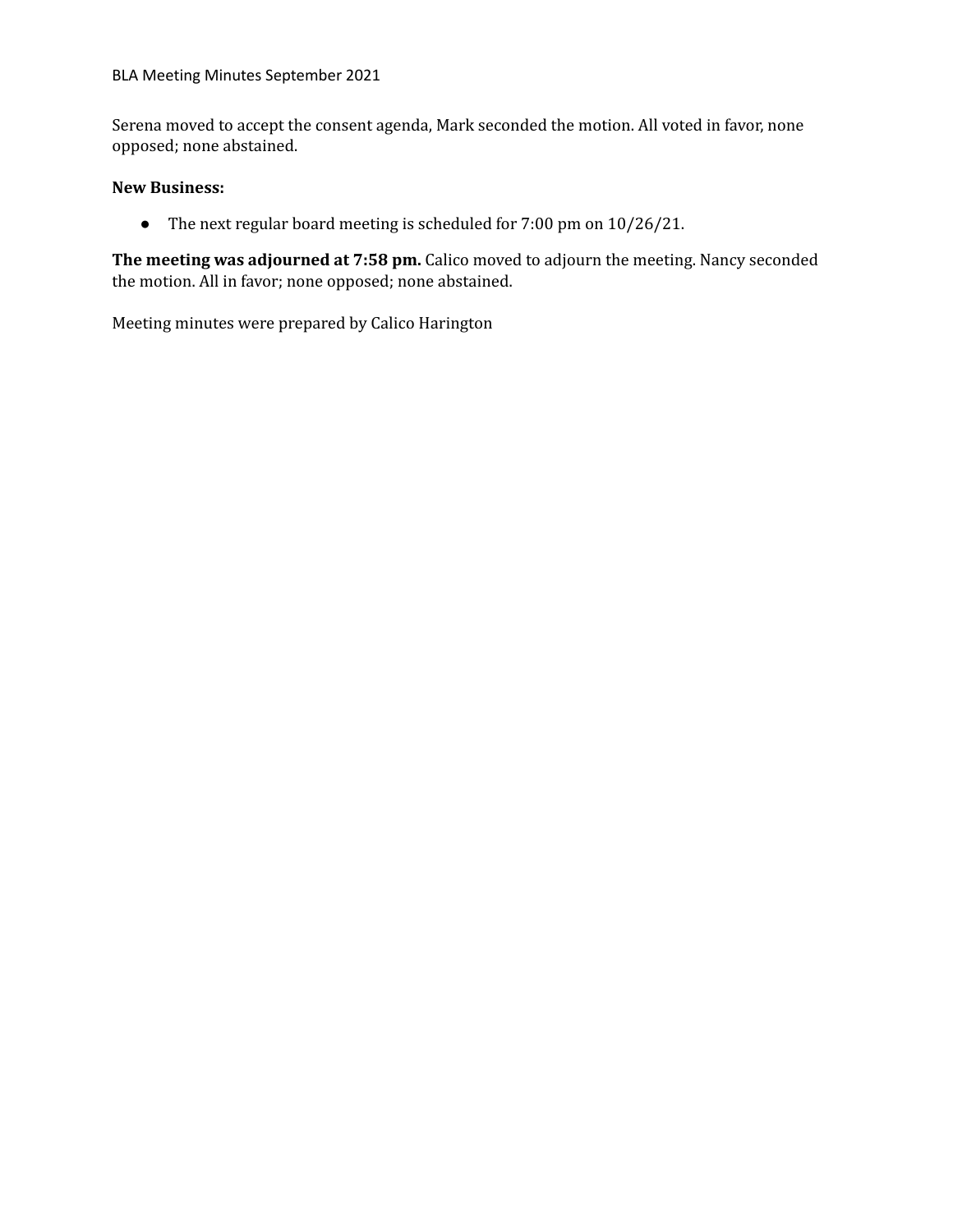Serena moved to accept the consent agenda, Mark seconded the motion. All voted in favor, none opposed; none abstained.

**New Business:**

- The next regular board meeting is scheduled for 7:00 pm on 10/26/21.

**The meeting was adjourned at 7:58 pm.** Calico moved to adjourn the meeting. Nancy seconded the motion. All in favor; none opposed; none abstained.

Meeting minutes were prepared by Calico Harington